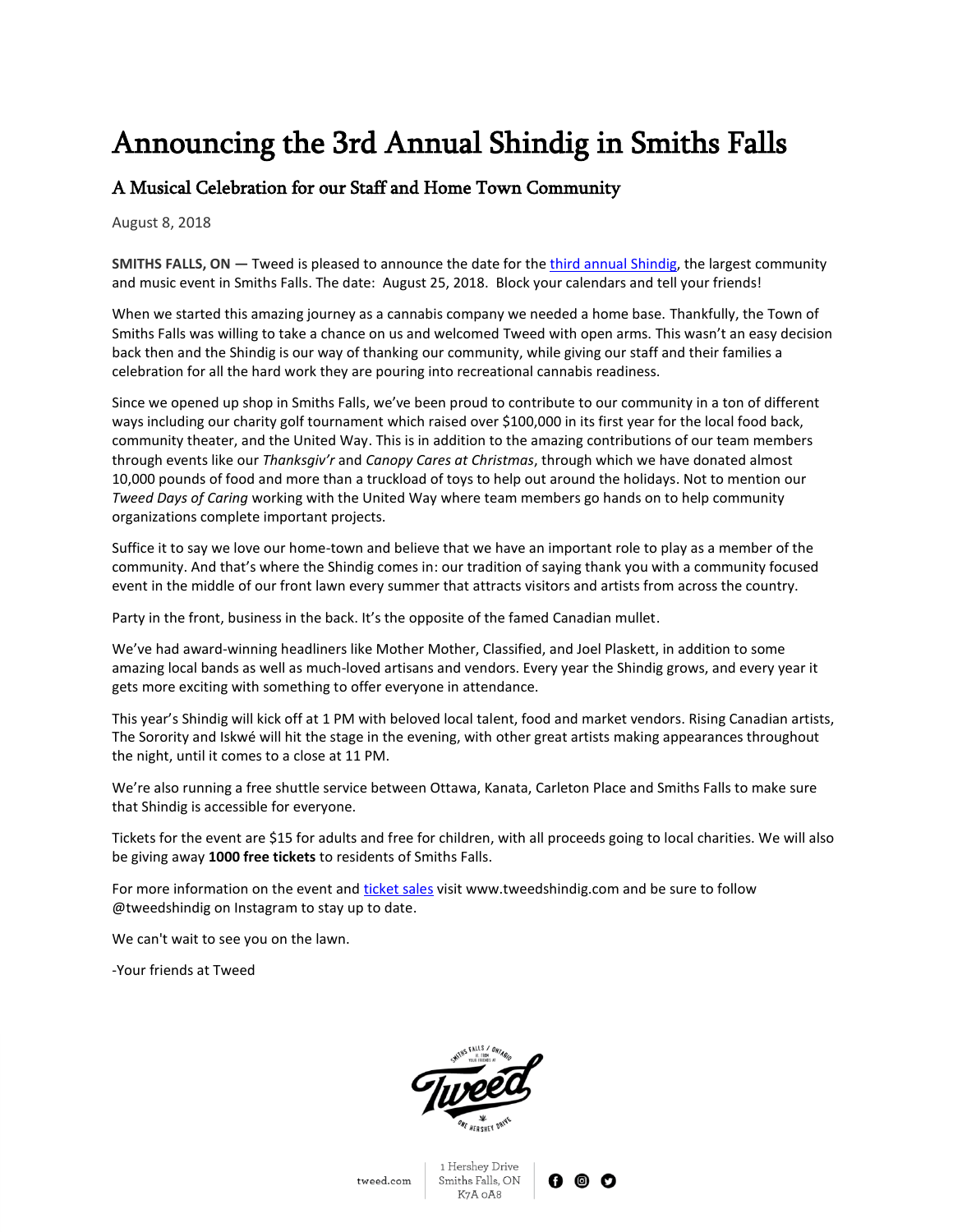# Announcing the 3rd Annual Shindig in Smiths Falls

## A Musical Celebration for our Staff and Home Town Community

August 8, 2018

**SMITHS FALLS, ON —** Tweed is pleased to announce the date for the [third annual Shindig](), the largest community and music event in Smiths Falls. The date: August 25, 2018. Block your calendars and tell your friends!

When we started this amazing journey as a cannabis company we needed a home base. Thankfully, the Town of Smiths Falls was willing to take a chance on us and welcomed Tweed with open arms. This wasn't an easy decision back then and the Shindig is our way of thanking our community, while giving our staff and their families a celebration for all the hard work they are pouring into recreational cannabis readiness.

Since we opened up shop in Smiths Falls, we've been proud to contribute to our community in a ton of different ways including our charity golf tournament which raised over $100,000 in its first year for the local food back, community theater, and the United Way. This is in addition to the amazing contributions of our team members through events like our *Thanksgiv'r* and *Canopy Cares at Christmas*, through which we have donated almost 10,000 pounds of food and more than a truckload of toys to help out around the holidays. Not to mention our *Tweed Days of Caring* working with the United Way where team members go hands on to help community organizations complete important projects.

Suffice it to say we love our home-town and believe that we have an important role to play as a member of the community. And that's where the Shindig comes in: our tradition of saying thank you with a community focused event in the middle of our front lawn every summer that attracts visitors and artists from across the country.

Party in the front, business in the back. It's the opposite of the famed Canadian mullet.

We've had award-winning headliners like Mother Mother, Classified, and Joel Plaskett, in addition to some amazing local bands as well as much-loved artisans and vendors. Every year the Shindig grows, and every year it gets more exciting with something to offer everyone in attendance.

This year's Shindig will kick off at 1 PM with beloved local talent, food and market vendors. Rising Canadian artists, The Sorority and Iskwé will hit the stage in the evening, with other great artists making appearances throughout the night, until it comes to a close at 11 PM.

We're also running a free shuttle service between Ottawa, Kanata, Carleton Place and Smiths Falls to make sure that Shindig is accessible for everyone.

Tickets for the event are $15 for adults and free for children, with all proceeds going to local charities. We will also be giving away **1000 free tickets** to residents of Smiths Falls.

For more information on the event and [ticket sales]() visit www.tweedshindig.com and be sure to follow @tweedshindig on Instagram to stay up to date.

We can't wait to see you on the lawn.

-Your friends at Tweed

tweed.com | 1 Hershey Drive Smiths Falls, ON K7A 0A8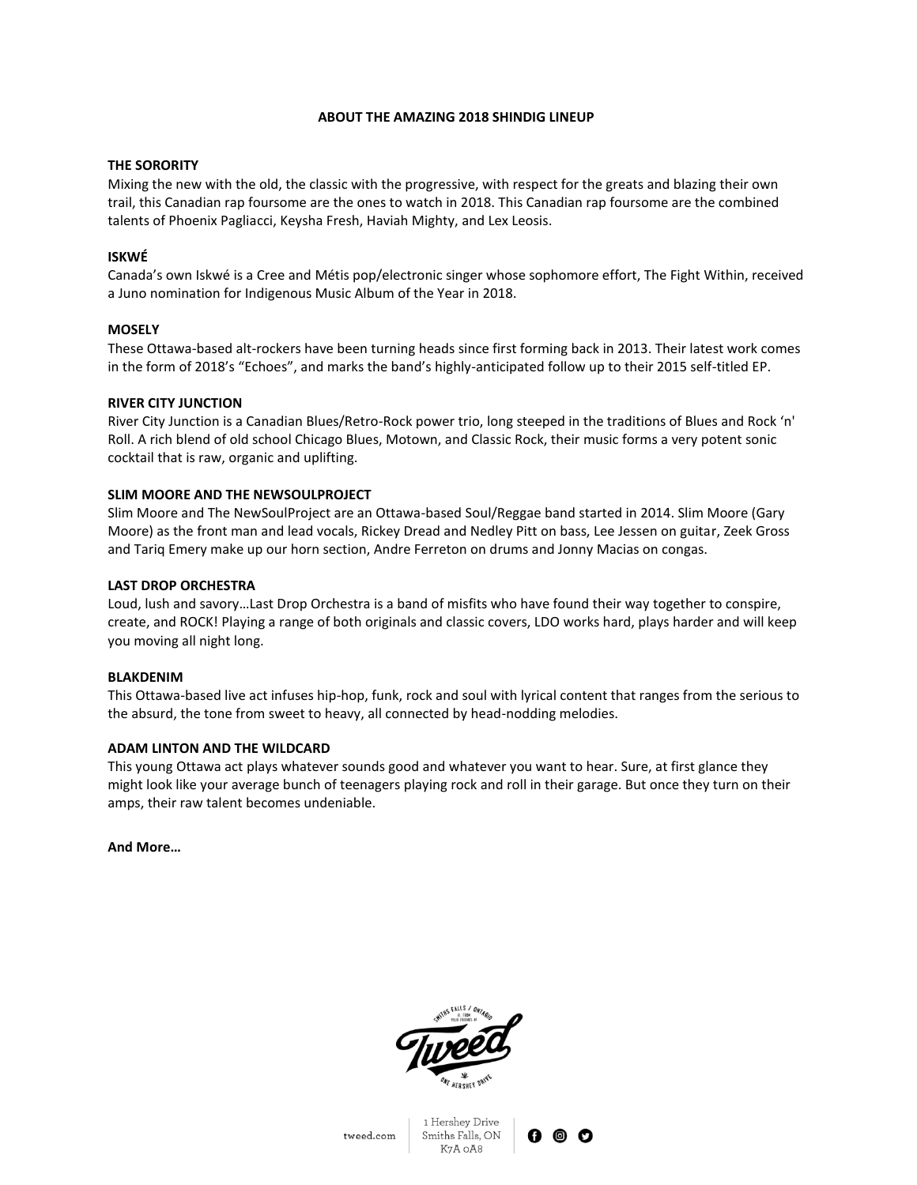## ABOUT THE AMAZING 2018 SHINDIG LINEUP

### THE SORORITY

Mixing the new with the old, the classic with the progressive, with respect for the greats and blazing their own trail, this Canadian rap foursome are the ones to watch in 2018. This Canadian rap foursome are the combined talents of Phoenix Pagliacci, Keysha Fresh, Haviah Mighty, and Lex Leosis.

### ISKWÉ

Canada's own Iskwé is a Cree and Métis pop/electronic singer whose sophomore effort, The Fight Within, received a Juno nomination for Indigenous Music Album of the Year in 2018.

### MOSELY

These Ottawa-based alt-rockers have been turning heads since first forming back in 2013. Their latest work comes in the form of 2018's "Echoes", and marks the band's highly-anticipated follow up to their 2015 self-titled EP.

### RIVER CITY JUNCTION

River City Junction is a Canadian Blues/Retro-Rock power trio, long steeped in the traditions of Blues and Rock 'n' Roll. A rich blend of old school Chicago Blues, Motown, and Classic Rock, their music forms a very potent sonic cocktail that is raw, organic and uplifting.

### SLIM MOORE AND THE NEWSOULPROJECT

Slim Moore and The NewSoulProject are an Ottawa-based Soul/Reggae band started in 2014. Slim Moore (Gary Moore) as the front man and lead vocals, Rickey Dread and Nedley Pitt on bass, Lee Jessen on guitar, Zeek Gross and Tariq Emery make up our horn section, Andre Ferreton on drums and Jonny Macias on congas.

### LAST DROP ORCHESTRA

Loud, lush and savory…Last Drop Orchestra is a band of misfits who have found their way together to conspire, create, and ROCK! Playing a range of both originals and classic covers, LDO works hard, plays harder and will keep you moving all night long.

### BLAKDENIM

This Ottawa-based live act infuses hip-hop, funk, rock and soul with lyrical content that ranges from the serious to the absurd, the tone from sweet to heavy, all connected by head-nodding melodies.

### ADAM LINTON AND THE WILDCARD

This young Ottawa act plays whatever sounds good and whatever you want to hear. Sure, at first glance they might look like your average bunch of teenagers playing rock and roll in their garage. But once they turn on their amps, their raw talent becomes undeniable.

**And More…**

tweed.com | 1 Hershey Drive Smiths Falls, ON K7A 0A8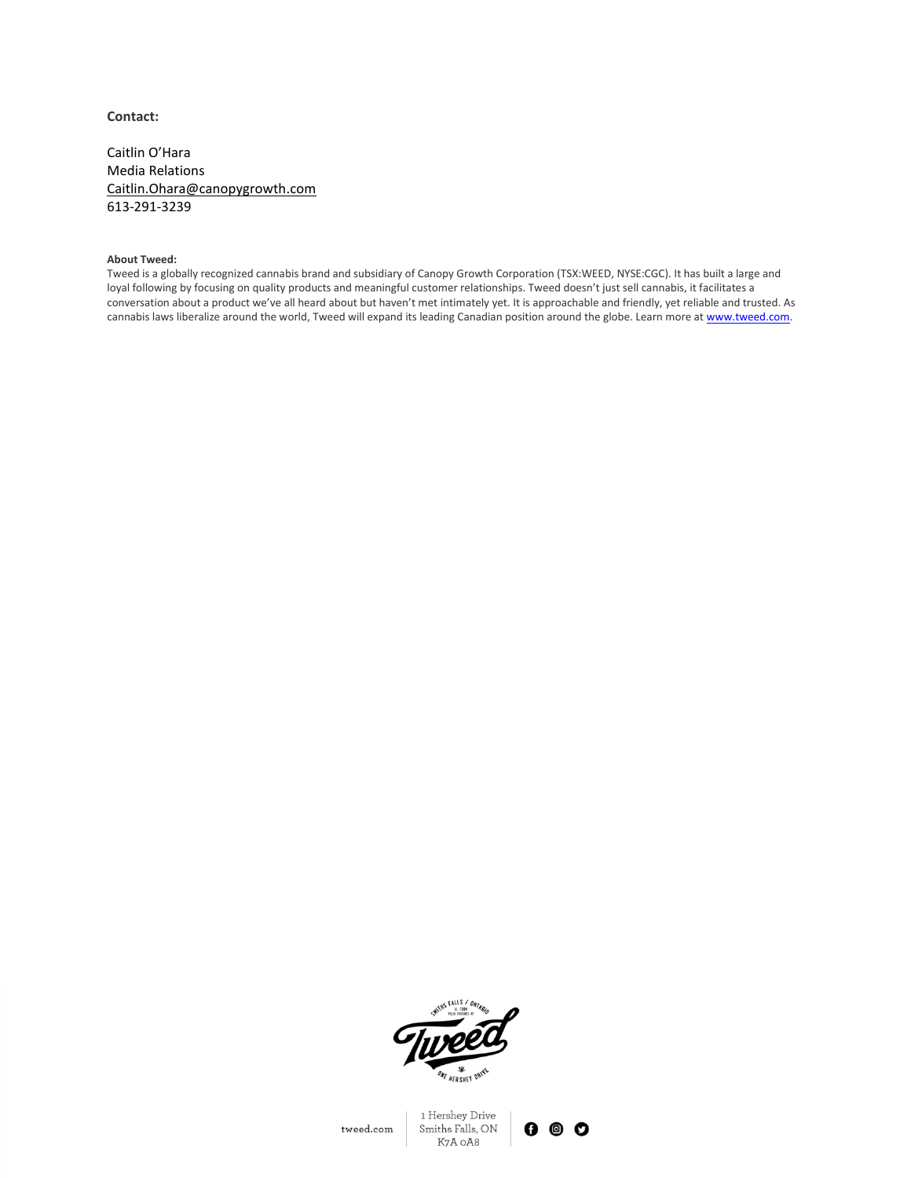**Contact:**

Caitlin O'Hara
Media Relations
Caitlin.Ohara@canopygrowth.com
613-291-3239

**About Tweed:**

Tweed is a globally recognized cannabis brand and subsidiary of Canopy Growth Corporation (TSX:WEED, NYSE:CGC). It has built a large and loyal following by focusing on quality products and meaningful customer relationships. Tweed doesn't just sell cannabis, it facilitates a conversation about a product we've all heard about but haven't met intimately yet. It is approachable and friendly, yet reliable and trusted. As cannabis laws liberalize around the world, Tweed will expand its leading Canadian position around the globe. Learn more at www.tweed.com.

tweed.com | 1 Hershey Drive Smiths Falls, ON K7A 0A8